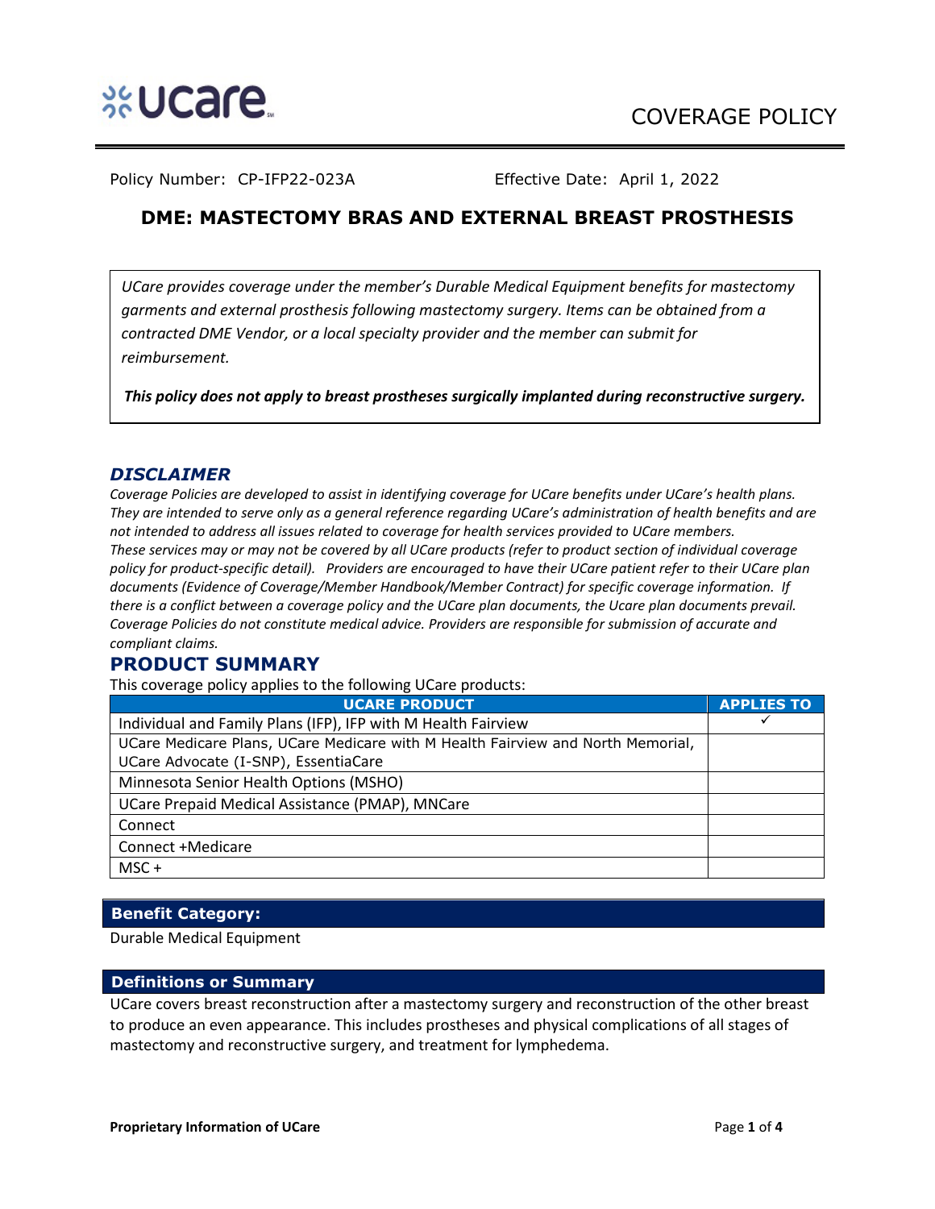COVERAGE POLICY

Policy Number: CP-IFP22-023A Effective Date: April 1, 2022

# DME: MASTECTOMY BRAS AND EXTERNAL BREAST PROSTHESIS

*UCare provides coverage under the member's Durable Medical Equipment benefits for mastectomy garments and external prosthesis following mastectomy surgery. Items can be obtained from a contracted DME Vendor, or a local specialty provider and the member can submit for reimbursement.*

***This policy does not apply to breast prostheses surgically implanted during reconstructive surgery.***

## *DISCLAIMER*

*Coverage Policies are developed to assist in identifying coverage for UCare benefits under UCare's health plans. They are intended to serve only as a general reference regarding UCare's administration of health benefits and are not intended to address all issues related to coverage for health services provided to UCare members. These services may or may not be covered by all UCare products (refer to product section of individual coverage policy for product-specific detail). Providers are encouraged to have their UCare patient refer to their UCare plan documents (Evidence of Coverage/Member Handbook/Member Contract) for specific coverage information. If there is a conflict between a coverage policy and the UCare plan documents, the Ucare plan documents prevail. Coverage Policies do not constitute medical advice. Providers are responsible for submission of accurate and compliant claims.*

## PRODUCT SUMMARY

This coverage policy applies to the following UCare products:

| UCARE PRODUCT | APPLIES TO |
|---|---|
| Individual and Family Plans (IFP), IFP with M Health Fairview | ✓ |
| UCare Medicare Plans, UCare Medicare with M Health Fairview and North Memorial, UCare Advocate (I-SNP), EssentiaCare | |
| Minnesota Senior Health Options (MSHO) | |
| UCare Prepaid Medical Assistance (PMAP), MNCare | |
| Connect | |
| Connect +Medicare | |
| MSC + | |

### Benefit Category:

Durable Medical Equipment

### Definitions or Summary

UCare covers breast reconstruction after a mastectomy surgery and reconstruction of the other breast to produce an even appearance. This includes prostheses and physical complications of all stages of mastectomy and reconstructive surgery, and treatment for lymphedema.

**Proprietary Information of UCare**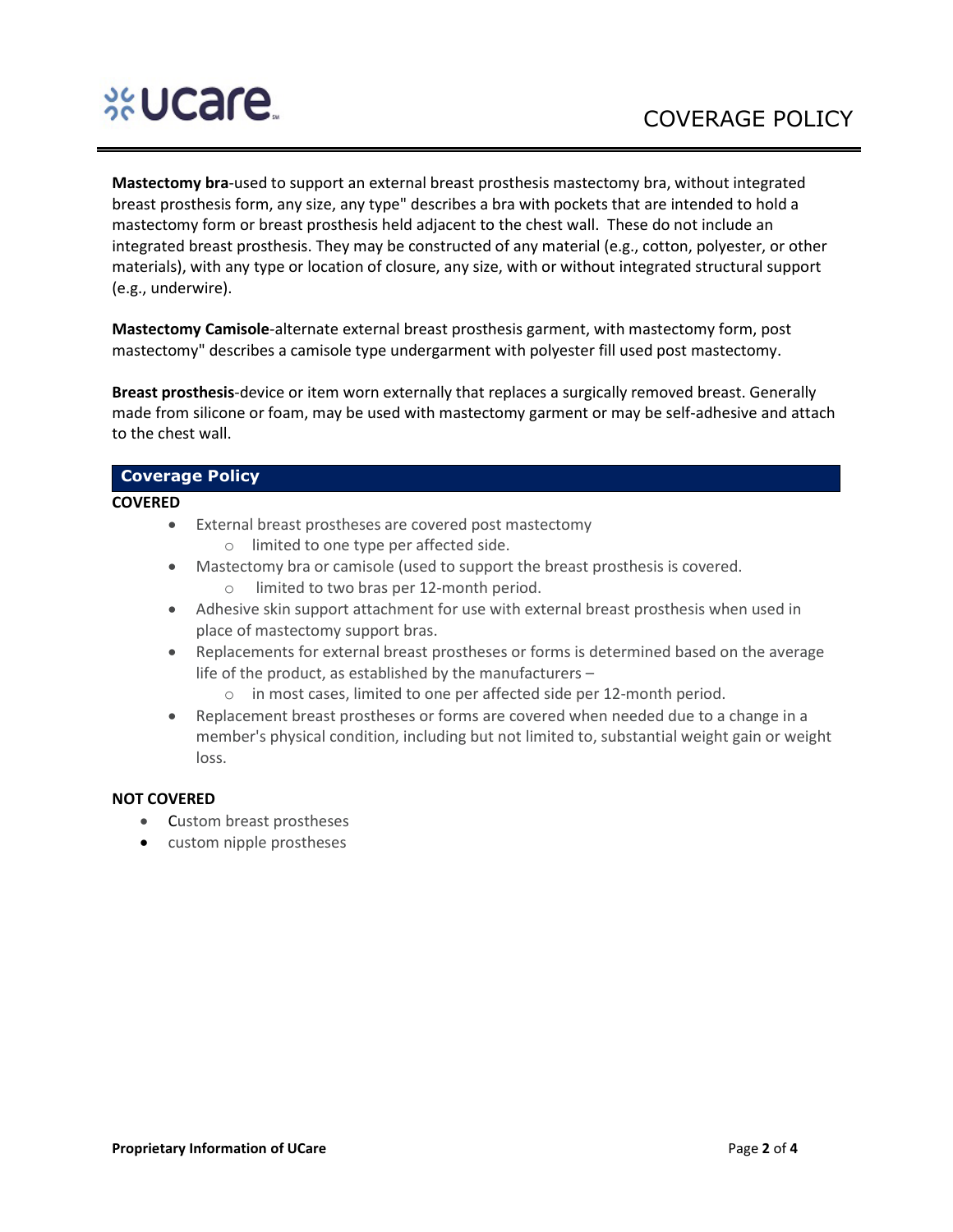**Mastectomy bra**-used to support an external breast prosthesis mastectomy bra, without integrated breast prosthesis form, any size, any type" describes a bra with pockets that are intended to hold a mastectomy form or breast prosthesis held adjacent to the chest wall. These do not include an integrated breast prosthesis. They may be constructed of any material (e.g., cotton, polyester, or other materials), with any type or location of closure, any size, with or without integrated structural support (e.g., underwire).

**Mastectomy Camisole**-alternate external breast prosthesis garment, with mastectomy form, post mastectomy" describes a camisole type undergarment with polyester fill used post mastectomy.

**Breast prosthesis**-device or item worn externally that replaces a surgically removed breast. Generally made from silicone or foam, may be used with mastectomy garment or may be self-adhesive and attach to the chest wall.

## Coverage Policy

**COVERED**

- External breast prostheses are covered post mastectomy
  - limited to one type per affected side.
- Mastectomy bra or camisole (used to support the breast prosthesis is covered.
  - limited to two bras per 12-month period.
- Adhesive skin support attachment for use with external breast prosthesis when used in place of mastectomy support bras.
- Replacements for external breast prostheses or forms is determined based on the average life of the product, as established by the manufacturers –
  - in most cases, limited to one per affected side per 12-month period.
- Replacement breast prostheses or forms are covered when needed due to a change in a member's physical condition, including but not limited to, substantial weight gain or weight loss.

**NOT COVERED**

- Custom breast prostheses
- custom nipple prostheses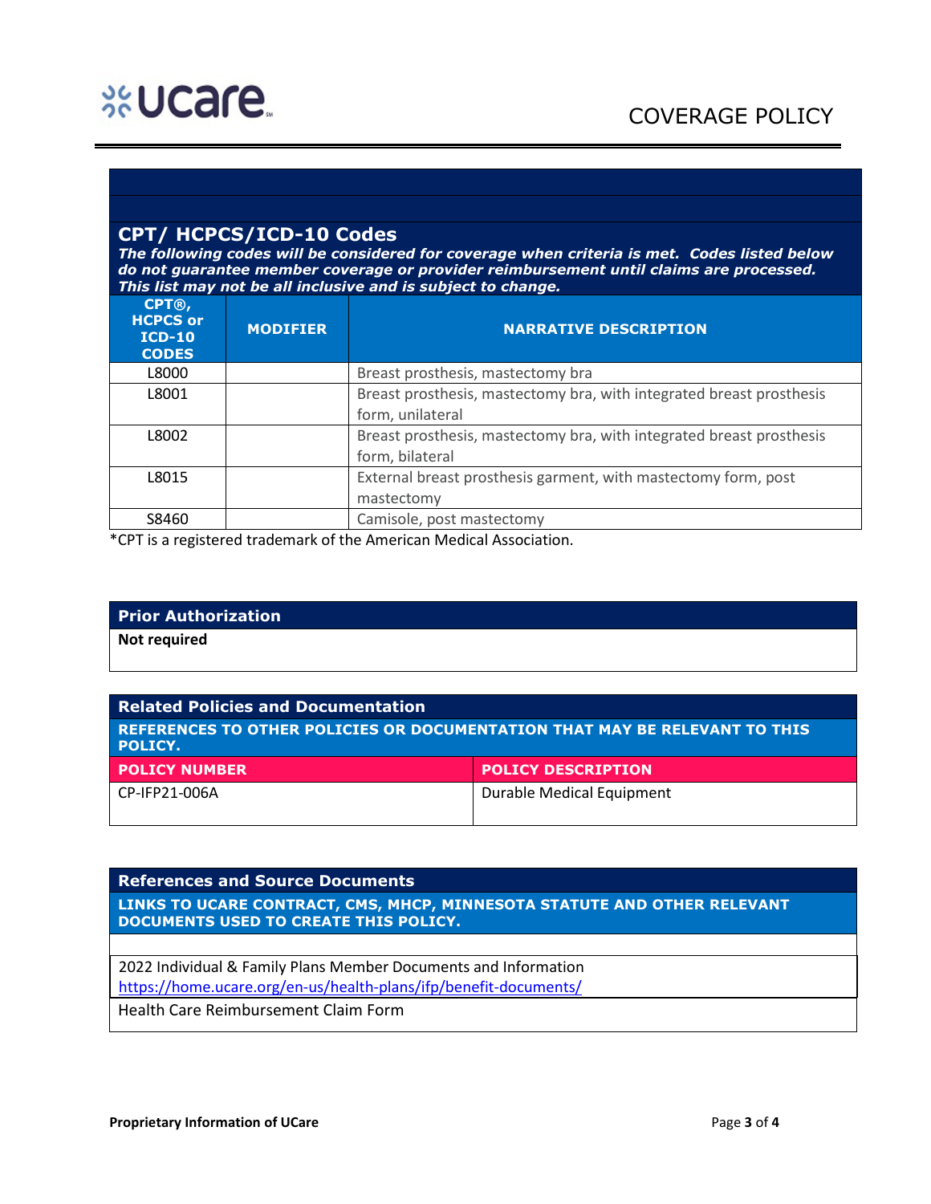## CPT/ HCPCS/ICD-10 Codes

***The following codes will be considered for coverage when criteria is met. Codes listed below do not guarantee member coverage or provider reimbursement until claims are processed. This list may not be all inclusive and is subject to change.***

| CPT®, HCPCS or ICD-10 CODES | MODIFIER | NARRATIVE DESCRIPTION |
|---|---|---|
| L8000 | | Breast prosthesis, mastectomy bra |
| L8001 | | Breast prosthesis, mastectomy bra, with integrated breast prosthesis form, unilateral |
| L8002 | | Breast prosthesis, mastectomy bra, with integrated breast prosthesis form, bilateral |
| L8015 | | External breast prosthesis garment, with mastectomy form, post mastectomy |
| S8460 | | Camisole, post mastectomy |

*CPT is a registered trademark of the American Medical Association.

## Prior Authorization

**Not required**

## Related Policies and Documentation

**REFERENCES TO OTHER POLICIES OR DOCUMENTATION THAT MAY BE RELEVANT TO THIS POLICY.**

| POLICY NUMBER | POLICY DESCRIPTION |
|---|---|
| CP-IFP21-006A | Durable Medical Equipment |

## References and Source Documents

**LINKS TO UCARE CONTRACT, CMS, MHCP, MINNESOTA STATUTE AND OTHER RELEVANT DOCUMENTS USED TO CREATE THIS POLICY.**

2022 Individual & Family Plans Member Documents and Information
https://home.ucare.org/en-us/health-plans/ifp/benefit-documents/

Health Care Reimbursement Claim Form

**Proprietary Information of UCare**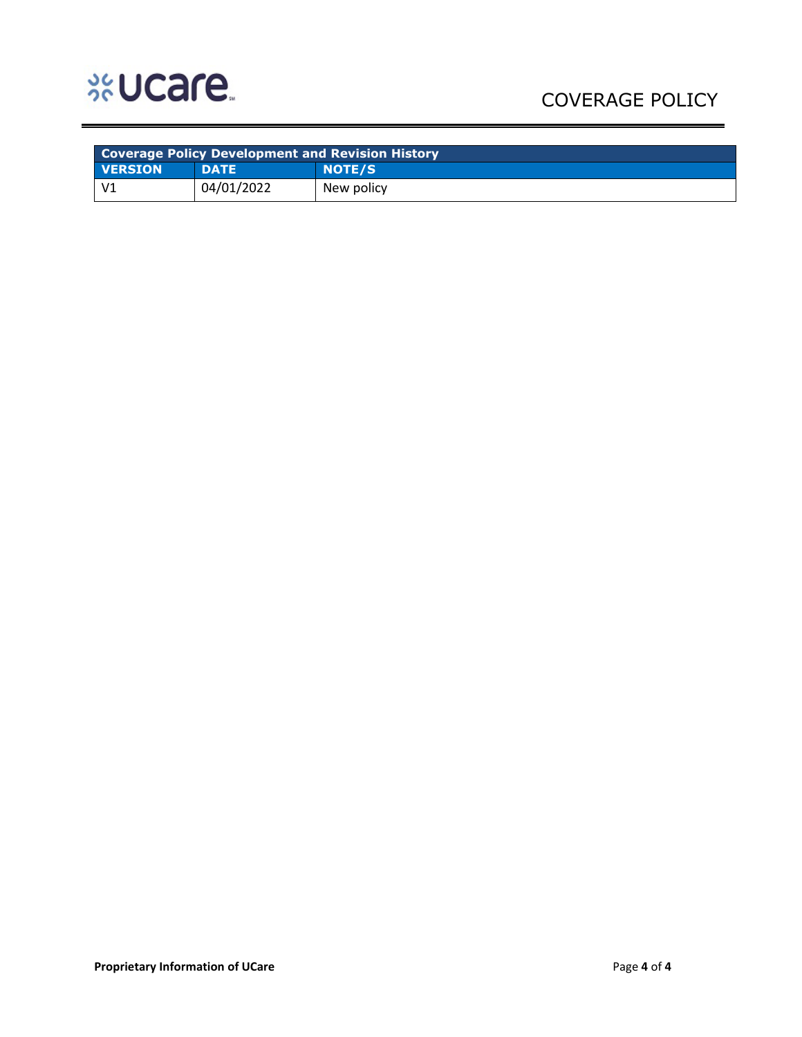| Coverage Policy Development and Revision History | | |
|---|---|---|
| **VERSION** | **DATE** | **NOTE/S** |
| V1 | 04/01/2022 | New policy |